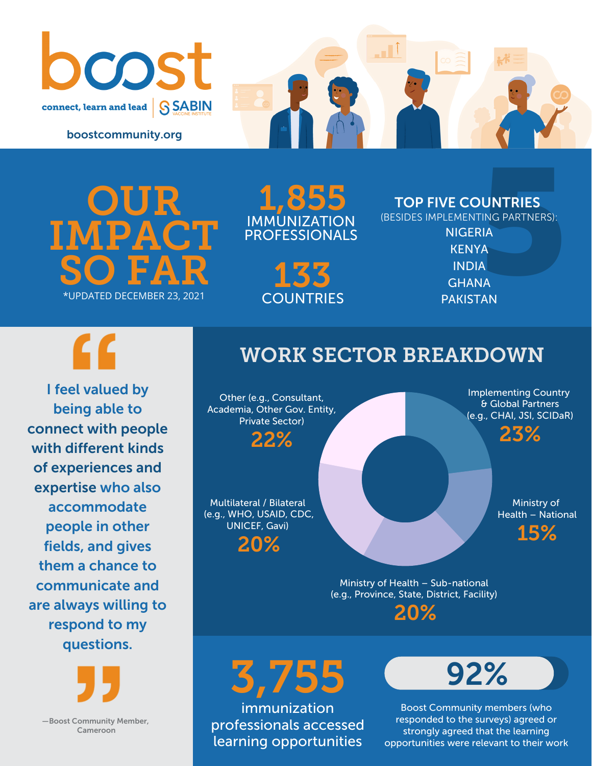# boost

connect, learn and lead | SABIN VACCINE INSTITUTE

boostcommunity.org

# OUR IMPACT SO FAR

*UPDATED DECEMBER 23, 2021

**1,855**
IMMUNIZATION PROFESSIONALS

**133**
COUNTRIES

## TOP FIVE COUNTRIES

(BESIDES IMPLEMENTING PARTNERS):

- NIGERIA
- KENYA
- INDIA
- GHANA
- PAKISTAN

> I feel valued by being able to connect with people with different kinds of experiences and expertise who also accommodate people in other fields, and gives them a chance to communicate and are always willing to respond to my questions.
>
> —Boost Community Member, Cameroon

## WORK SECTOR BREAKDOWN

| Sector | Percentage |
| --- | --- |
| Implementing Country & Global Partners (e.g., CHAI, JSI, SCIDaR) | 23% |
| Ministry of Health – National | 15% |
| Ministry of Health – Sub-national (e.g., Province, State, District, Facility) | 20% |
| Multilateral / Bilateral (e.g., WHO, USAID, CDC, UNICEF, Gavi) | 20% |
| Other (e.g., Consultant, Academia, Other Gov. Entity, Private Sector) | 22% |

**3,755**
immunization professionals accessed learning opportunities

**92%**
Boost Community members (who responded to the surveys) agreed or strongly agreed that the learning opportunities were relevant to their work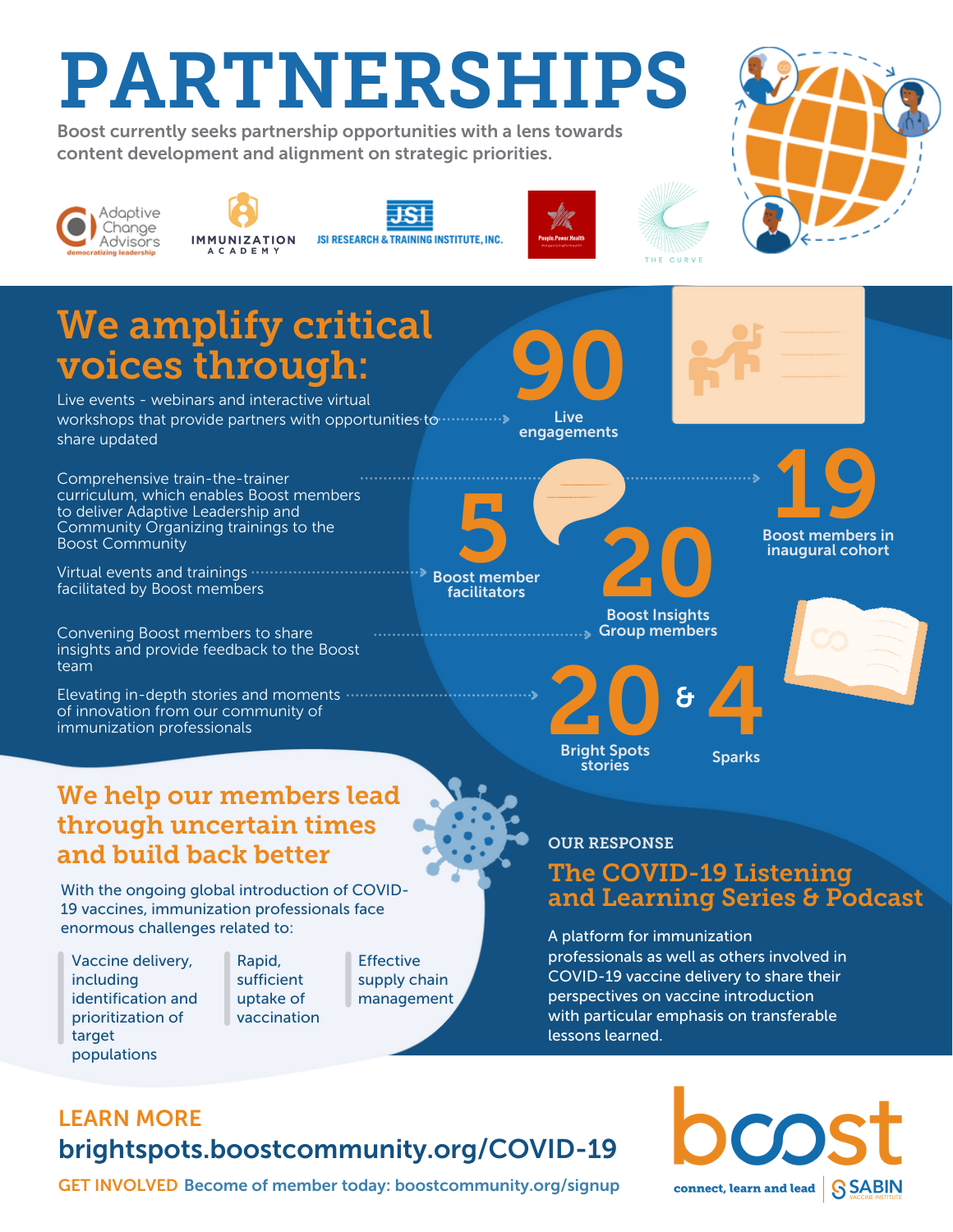# PARTNERSHIPS

Boost currently seeks partnership opportunities with a lens towards content development and alignment on strategic priorities.

Adaptive Change Advisors — democratizing leadership

IMMUNIZATION ACADEMY

JSI RESEARCH & TRAINING INSTITUTE, INC.

People.Power.Health

THE CURVE

## We amplify critical voices through:

Live events - webinars and interactive virtual workshops that provide partners with opportunities to share updated

**90** Live engagements

Comprehensive train-the-trainer curriculum, which enables Boost members to deliver Adaptive Leadership and Community Organizing trainings to the Boost Community

**19** Boost members in inaugural cohort

Virtual events and trainings facilitated by Boost members

**5** Boost member facilitators

Convening Boost members to share insights and provide feedback to the Boost team

**20** Boost Insights Group members

Elevating in-depth stories and moments of innovation from our community of immunization professionals

**20** Bright Spots stories & **4** Sparks

## We help our members lead through uncertain times and build back better

With the ongoing global introduction of COVID-19 vaccines, immunization professionals face enormous challenges related to:

- Vaccine delivery, including identification and prioritization of target populations
- Rapid, sufficient uptake of vaccination
- Effective supply chain management

OUR RESPONSE

## The COVID-19 Listening and Learning Series & Podcast

A platform for immunization professionals as well as others involved in COVID-19 vaccine delivery to share their perspectives on vaccine introduction with particular emphasis on transferable lessons learned.

LEARN MORE

**brightspots.boostcommunity.org/COVID-19**

GET INVOLVED Become of member today: boostcommunity.org/signup

boost — connect, learn and lead | SABIN VACCINE INSTITUTE